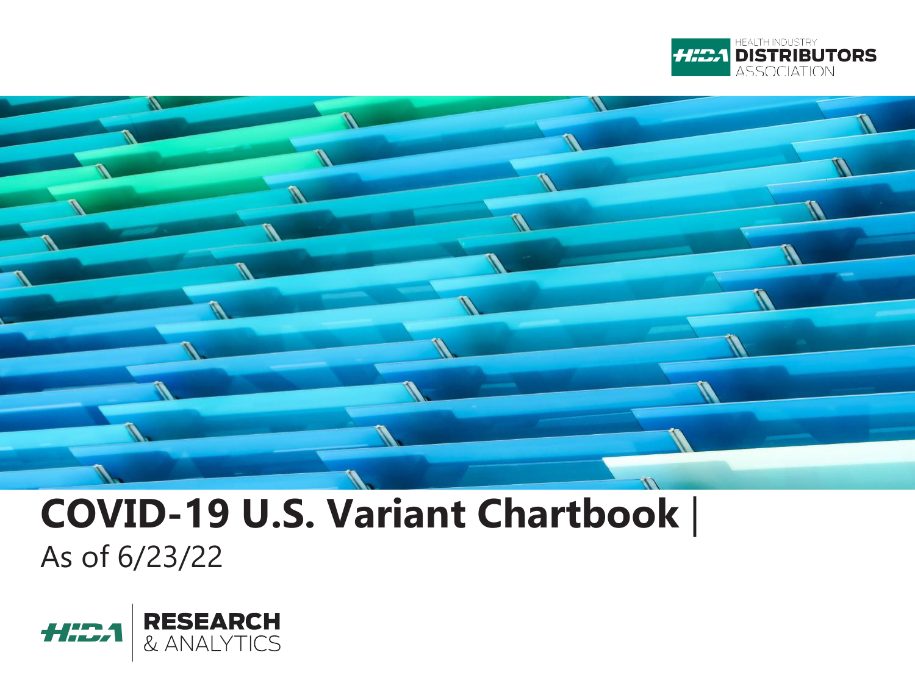HEALTH INDUSTRY DISTRIBUTORS ASSOCIATION

# COVID-19 U.S. Variant Chartbook |

As of 6/23/22

HIDA RESEARCH & ANALYTICS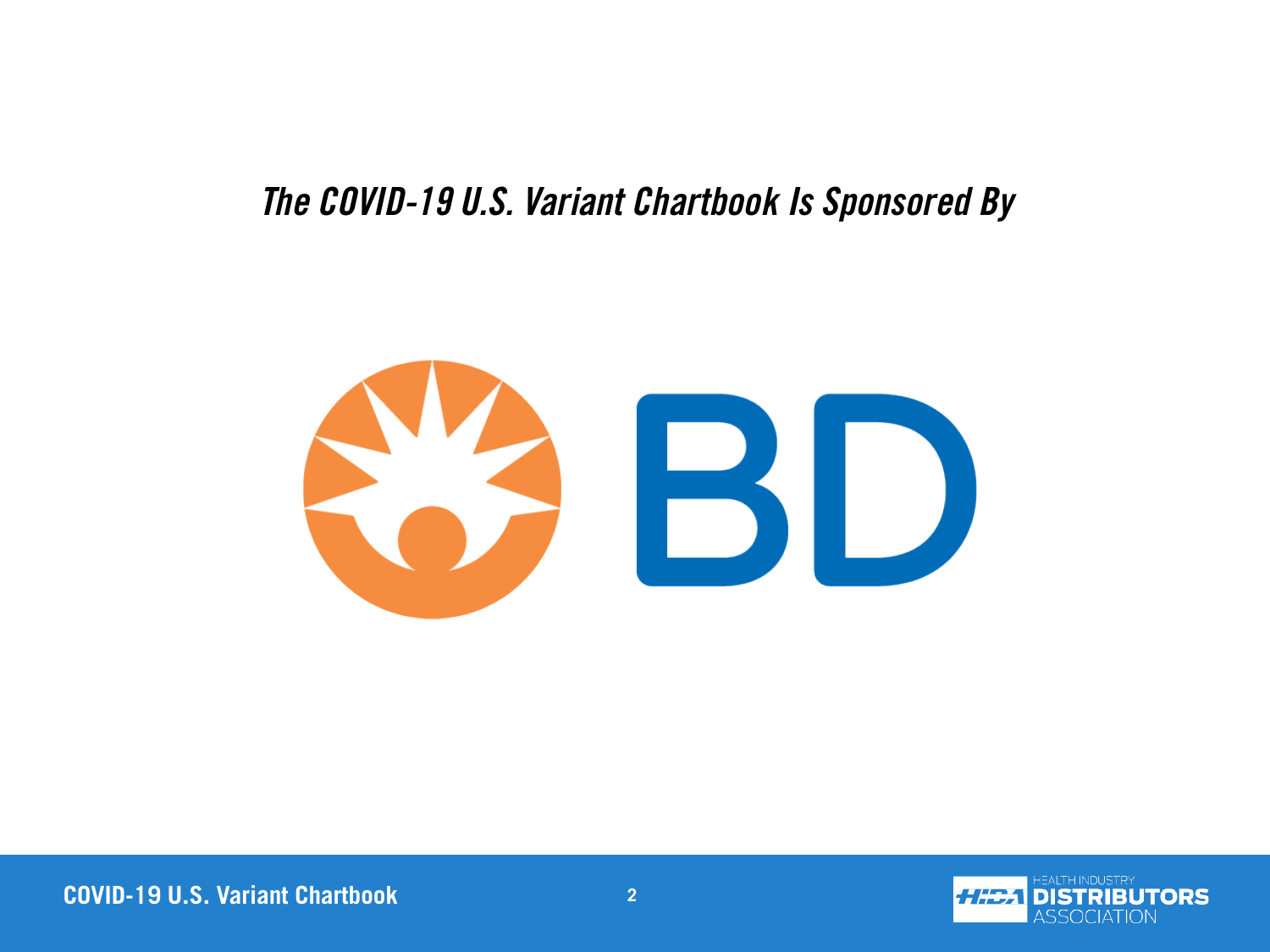*The COVID-19 U.S. Variant Chartbook Is Sponsored By*

BD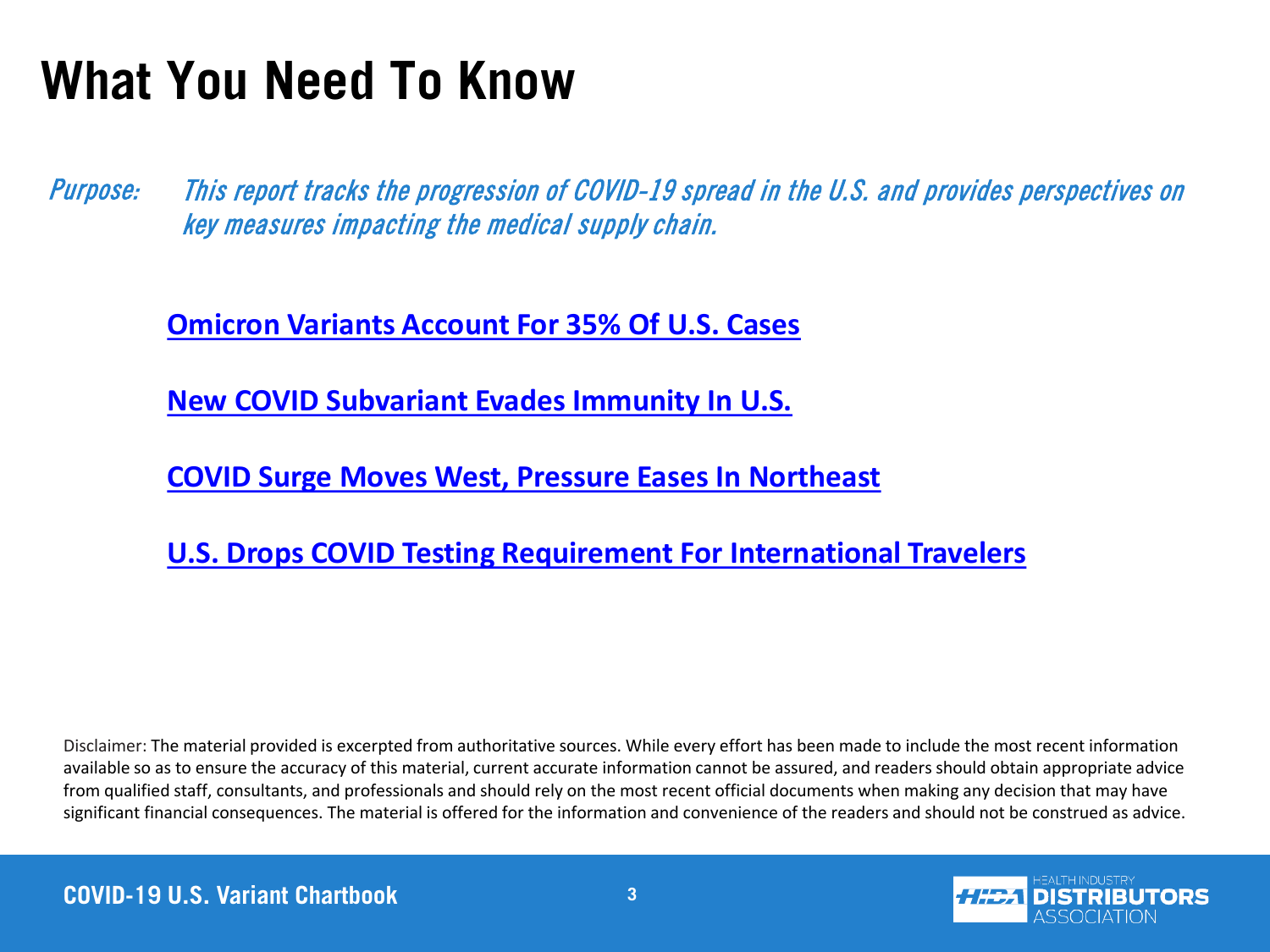# What You Need To Know

*Purpose:* *This report tracks the progression of COVID-19 spread in the U.S. and provides perspectives on key measures impacting the medical supply chain.*

**Omicron Variants Account For 35% Of U.S. Cases**

**New COVID Subvariant Evades Immunity In U.S.**

**COVID Surge Moves West, Pressure Eases In Northeast**

**U.S. Drops COVID Testing Requirement For International Travelers**

Disclaimer: The material provided is excerpted from authoritative sources. While every effort has been made to include the most recent information available so as to ensure the accuracy of this material, current accurate information cannot be assured, and readers should obtain appropriate advice from qualified staff, consultants, and professionals and should rely on the most recent official documents when making any decision that may have significant financial consequences. The material is offered for the information and convenience of the readers and should not be construed as advice.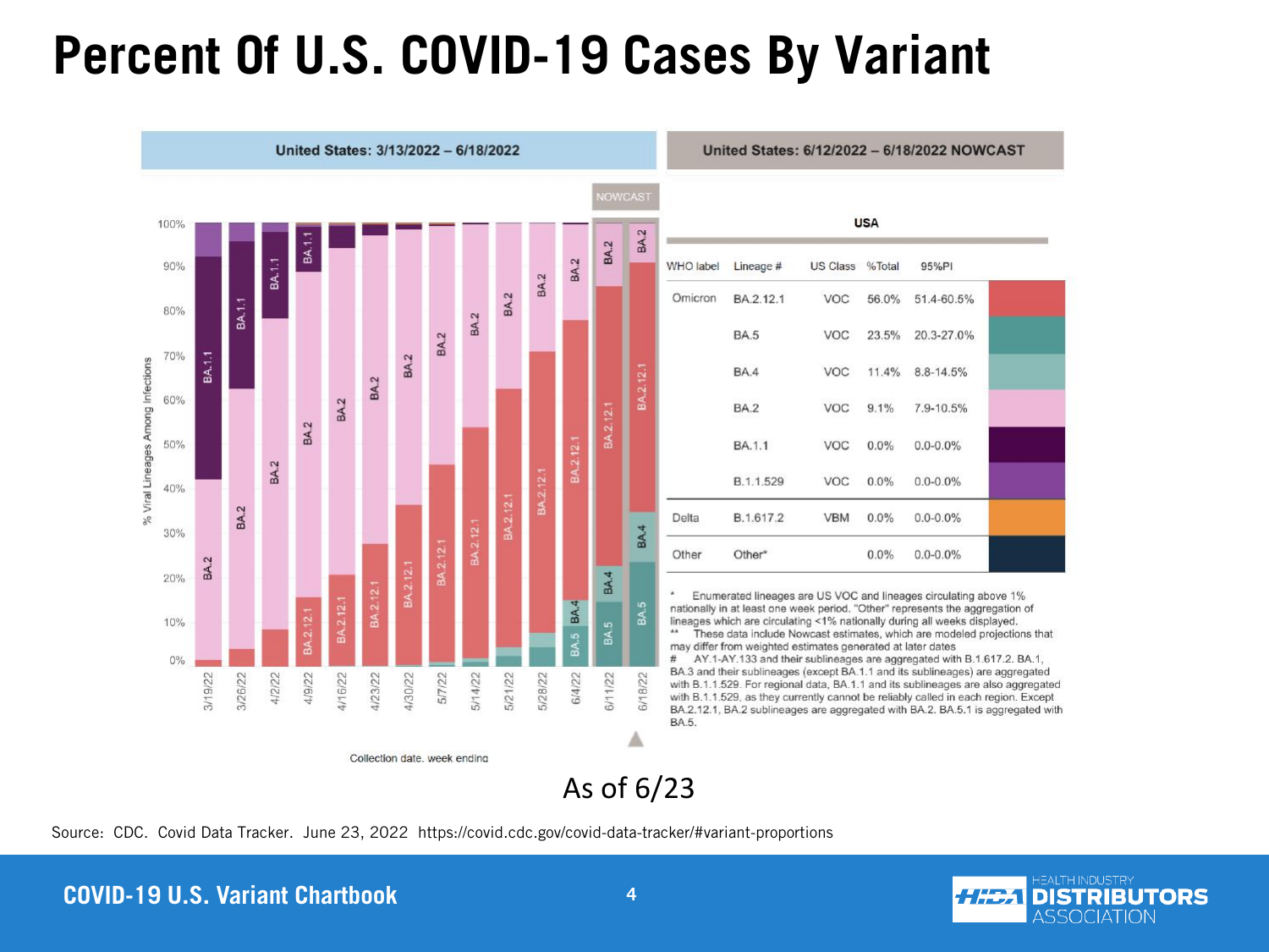# Percent Of U.S. COVID-19 Cases By Variant

**United States: 3/13/2022 – 6/18/2022**

**United States: 6/12/2022 – 6/18/2022 NOWCAST**

| USA | | | | | |
|---|---|---|---|---|---|
| WHO label | Lineage # | US Class | %Total | 95%PI | |
| Omicron | BA.2.12.1 | VOC | 56.0% | 51.4-60.5% | |
| | BA.5 | VOC | 23.5% | 20.3-27.0% | |
| | BA.4 | VOC | 11.4% | 8.8-14.5% | |
| | BA.2 | VOC | 9.1% | 7.9-10.5% | |
| | BA.1.1 | VOC | 0.0% | 0.0-0.0% | |
| | B.1.1.529 | VOC | 0.0% | 0.0-0.0% | |
| Delta | B.1.617.2 | VBM | 0.0% | 0.0-0.0% | |
| Other | Other* | | 0.0% | 0.0-0.0% | |

\* Enumerated lineages are US VOC and lineages circulating above 1% nationally in at least one week period. "Other" represents the aggregation of lineages which are circulating <1% nationally during all weeks displayed.
** These data include Nowcast estimates, which are modeled projections that may differ from weighted estimates generated at later dates
\# AY.1-AY.133 and their sublineages are aggregated with B.1.617.2. BA.1, BA.3 and their sublineages (except BA.1.1 and its sublineages) are aggregated with B.1.1.529. For regional data, BA.1.1 and its sublineages are also aggregated with B.1.1.529, as they currently cannot be reliably called in each region. Except BA.2.12.1, BA.2 sublineages are aggregated with BA.2. BA.5.1 is aggregated with BA.5.

As of 6/23

Source: CDC. Covid Data Tracker. June 23, 2022 https://covid.cdc.gov/covid-data-tracker/#variant-proportions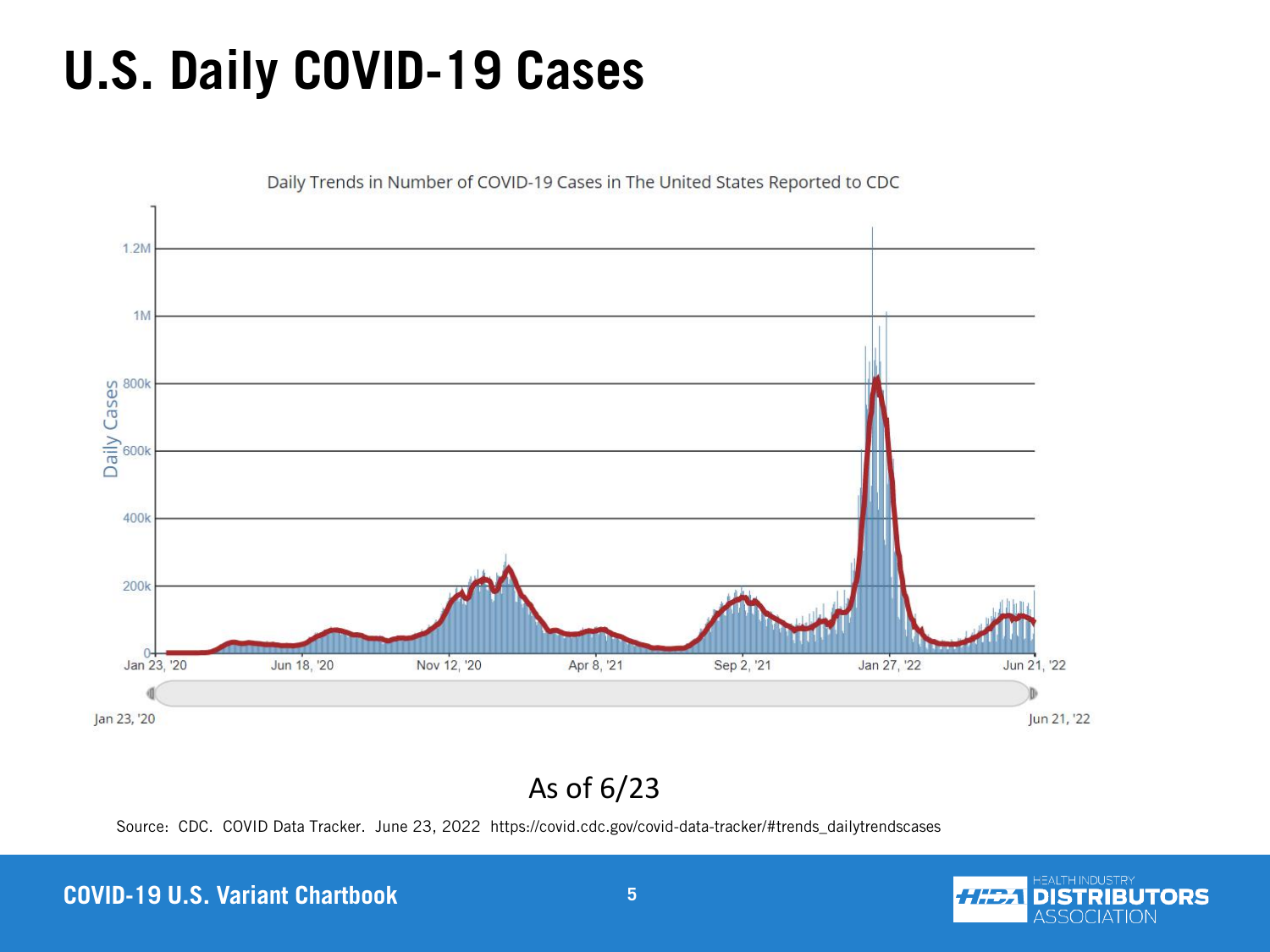# U.S. Daily COVID-19 Cases

Daily Trends in Number of COVID-19 Cases in The United States Reported to CDC

Daily Cases

1.2M
1M
800k
600k
400k
200k
0

Jan 23, '20 | Jun 18, '20 | Nov 12, '20 | Apr 8, '21 | Sep 2, '21 | Jan 27, '22 | Jun 21, '22

Jan 23, '20 — Jun 21, '22

As of 6/23

Source: CDC. COVID Data Tracker. June 23, 2022 https://covid.cdc.gov/covid-data-tracker/#trends_dailytrendscases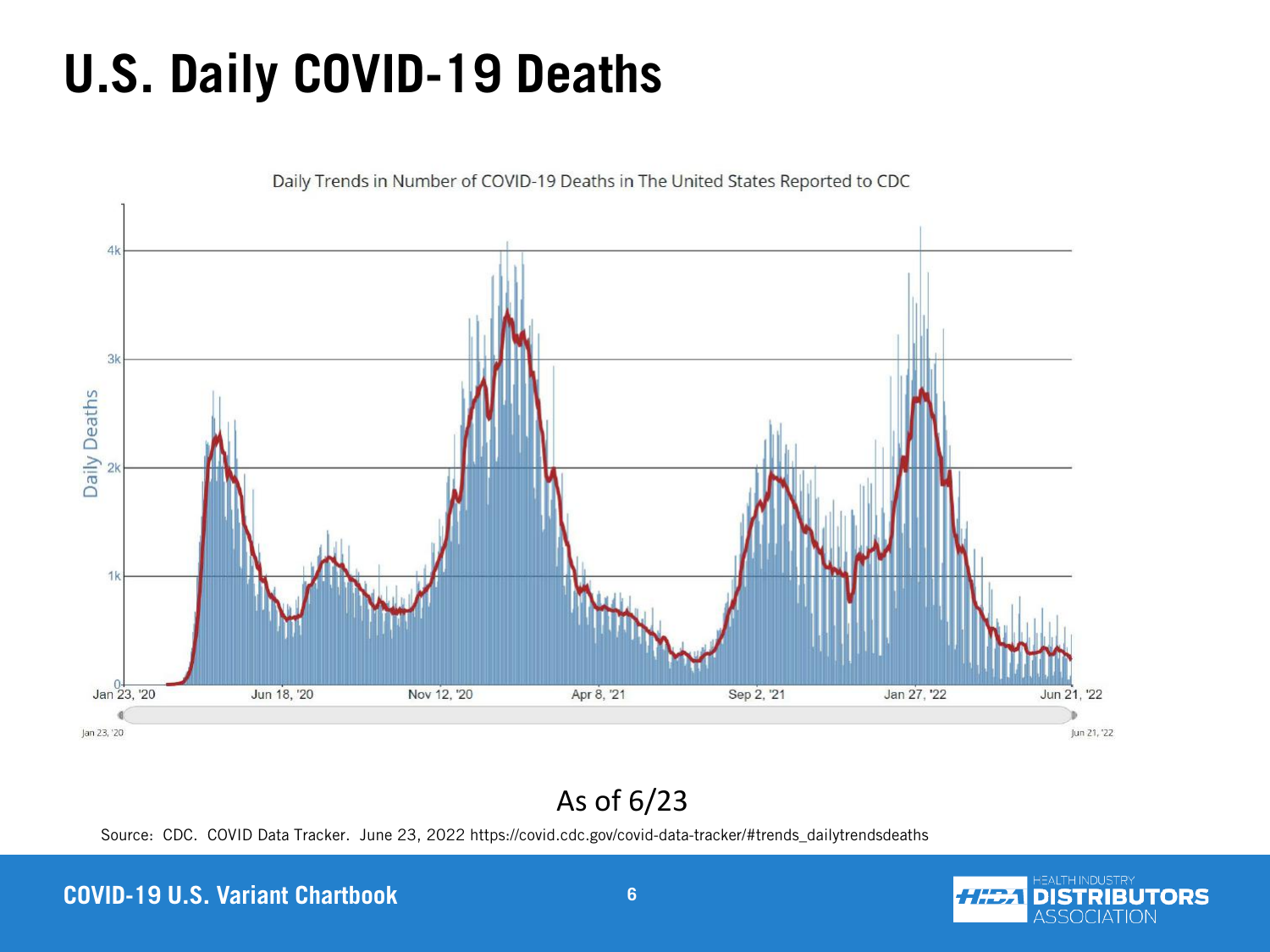# U.S. Daily COVID-19 Deaths

Daily Trends in Number of COVID-19 Deaths in The United States Reported to CDC

As of 6/23

Source: CDC. COVID Data Tracker. June 23, 2022 https://covid.cdc.gov/covid-data-tracker/#trends_dailytrendsdeaths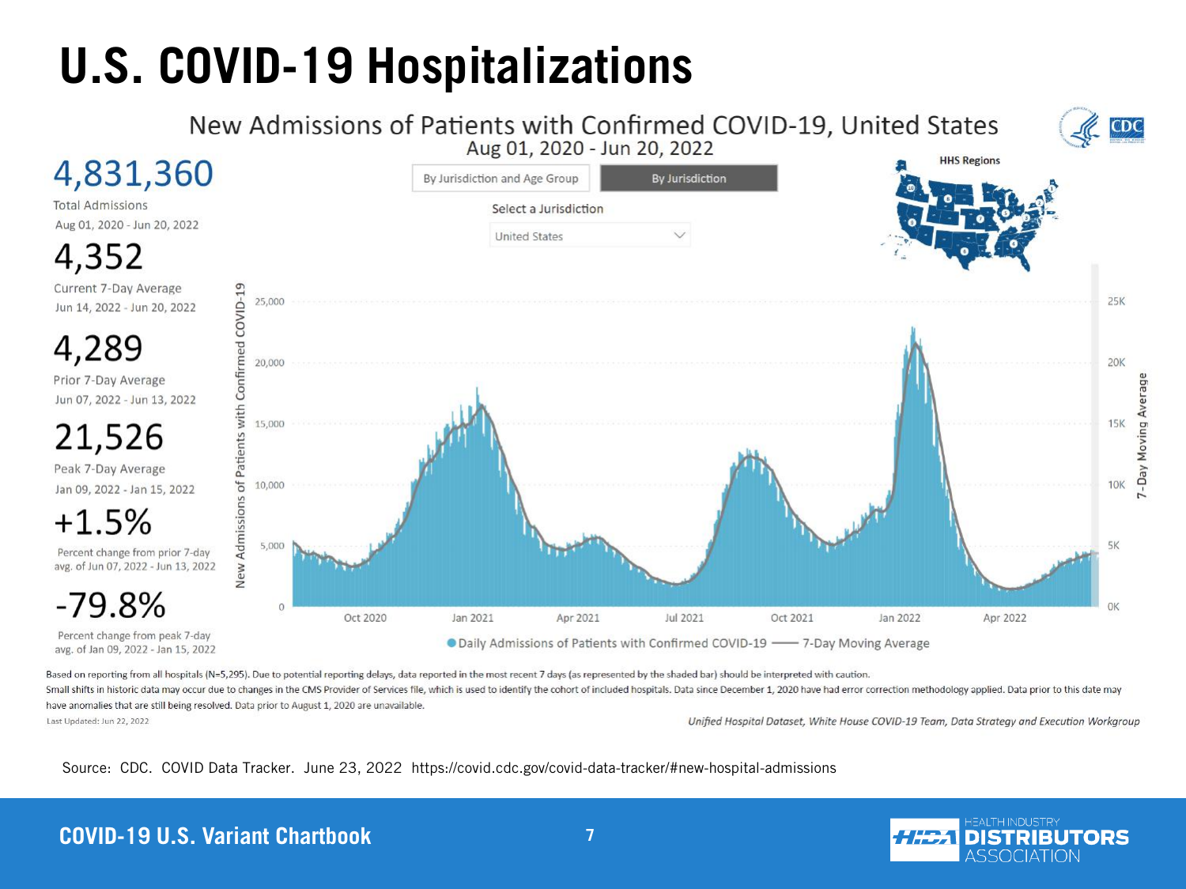# U.S. COVID-19 Hospitalizations

## New Admissions of Patients with Confirmed COVID-19, United States

Aug 01, 2020 - Jun 20, 2022

By Jurisdiction and Age Group | By Jurisdiction

Select a Jurisdiction: United States

**4,831,360**
Total Admissions
Aug 01, 2020 - Jun 20, 2022

**4,352**
Current 7-Day Average
Jun 14, 2022 - Jun 20, 2022

**4,289**
Prior 7-Day Average
Jun 07, 2022 - Jun 13, 2022

**21,526**
Peak 7-Day Average
Jan 09, 2022 - Jan 15, 2022

**+1.5%**
Percent change from prior 7-day avg. of Jun 07, 2022 - Jun 13, 2022

**-79.8%**
Percent change from peak 7-day avg. of Jan 09, 2022 - Jan 15, 2022

Based on reporting from all hospitals (N=5,295). Due to potential reporting delays, data reported in the most recent 7 days (as represented by the shaded bar) should be interpreted with caution.
Small shifts in historic data may occur due to changes in the CMS Provider of Services file, which is used to identify the cohort of included hospitals. Data since December 1, 2020 have had error correction methodology applied. Data prior to this date may have anomalies that are still being resolved. Data prior to August 1, 2020 are unavailable.

Last Updated: Jun 22, 2022

*Unified Hospital Dataset, White House COVID-19 Team, Data Strategy and Execution Workgroup*

Source: CDC. COVID Data Tracker. June 23, 2022 https://covid.cdc.gov/covid-data-tracker/#new-hospital-admissions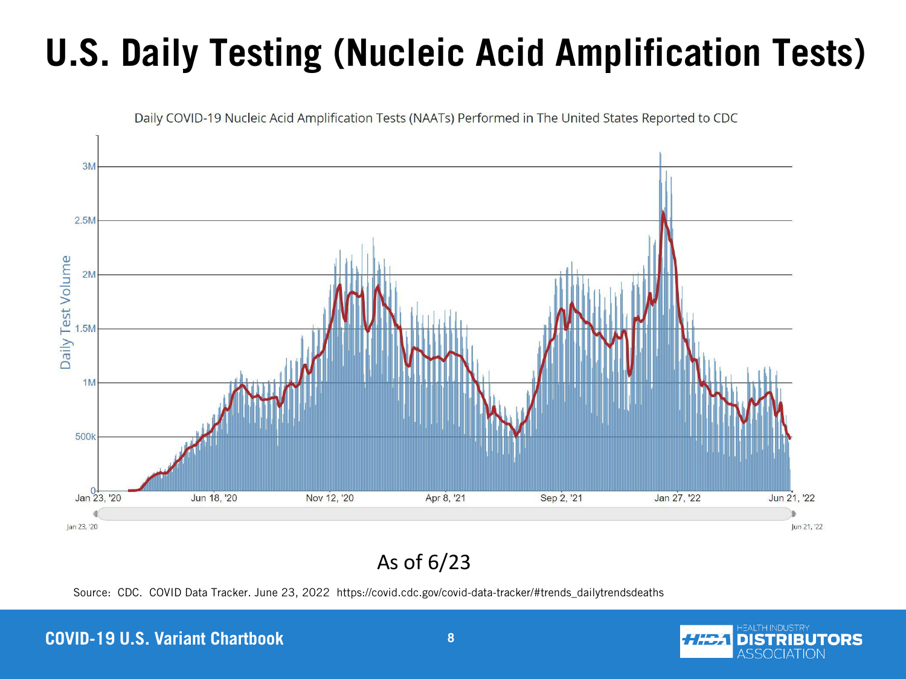# U.S. Daily Testing (Nucleic Acid Amplification Tests)

Daily COVID-19 Nucleic Acid Amplification Tests (NAATs) Performed in The United States Reported to CDC

As of 6/23

Source: CDC. COVID Data Tracker. June 23, 2022 https://covid.cdc.gov/covid-data-tracker/#trends_dailytrendsdeaths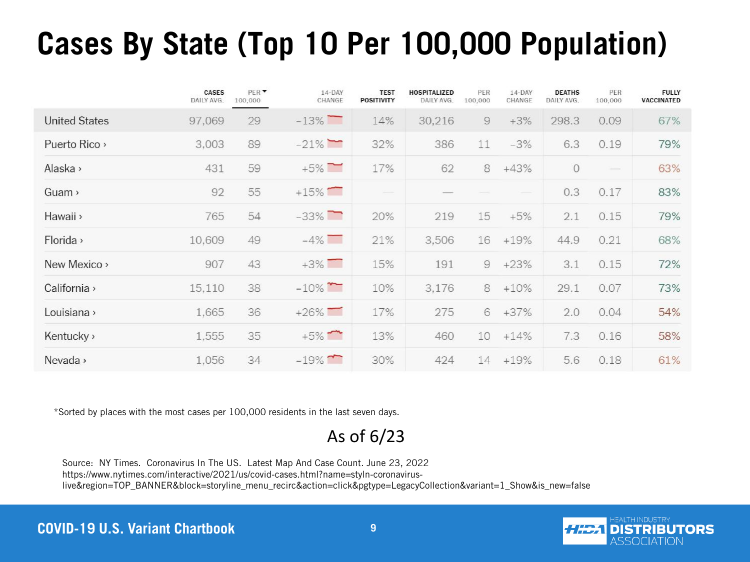# Cases By State (Top 10 Per 100,000 Population)

| | CASES DAILY AVG. | PER 100,000 | 14-DAY CHANGE | TEST POSITIVITY | HOSPITALIZED DAILY AVG. | PER 100,000 | 14-DAY CHANGE | DEATHS DAILY AVG. | PER 100,000 | FULLY VACCINATED |
|---|---|---|---|---|---|---|---|---|---|---|
| United States | 97,069 | 29 | −13% | 14% | 30,216 | 9 | +3% | 298.3 | 0.09 | 67% |
| Puerto Rico › | 3,003 | 89 | −21% | 32% | 386 | 11 | −3% | 6.3 | 0.19 | 79% |
| Alaska › | 431 | 59 | +5% | 17% | 62 | 8 | +43% | 0 | — | 63% |
| Guam › | 92 | 55 | +15% | — | — | — | — | 0.3 | 0.17 | 83% |
| Hawaii › | 765 | 54 | −33% | 20% | 219 | 15 | +5% | 2.1 | 0.15 | 79% |
| Florida › | 10,609 | 49 | −4% | 21% | 3,506 | 16 | +19% | 44.9 | 0.21 | 68% |
| New Mexico › | 907 | 43 | +3% | 15% | 191 | 9 | +23% | 3.1 | 0.15 | 72% |
| California › | 15,110 | 38 | −10% | 10% | 3,176 | 8 | +10% | 29.1 | 0.07 | 73% |
| Louisiana › | 1,665 | 36 | +26% | 17% | 275 | 6 | +37% | 2.0 | 0.04 | 54% |
| Kentucky › | 1,555 | 35 | +5% | 13% | 460 | 10 | +14% | 7.3 | 0.16 | 58% |
| Nevada › | 1,056 | 34 | −19% | 30% | 424 | 14 | +19% | 5.6 | 0.18 | 61% |

*Sorted by places with the most cases per 100,000 residents in the last seven days.

As of 6/23

Source: NY Times. Coronavirus In The US. Latest Map And Case Count. June 23, 2022
https://www.nytimes.com/interactive/2021/us/covid-cases.html?name=styln-coronavirus-live&region=TOP_BANNER&block=storyline_menu_recirc&action=click&pgtype=LegacyCollection&variant=1_Show&is_new=false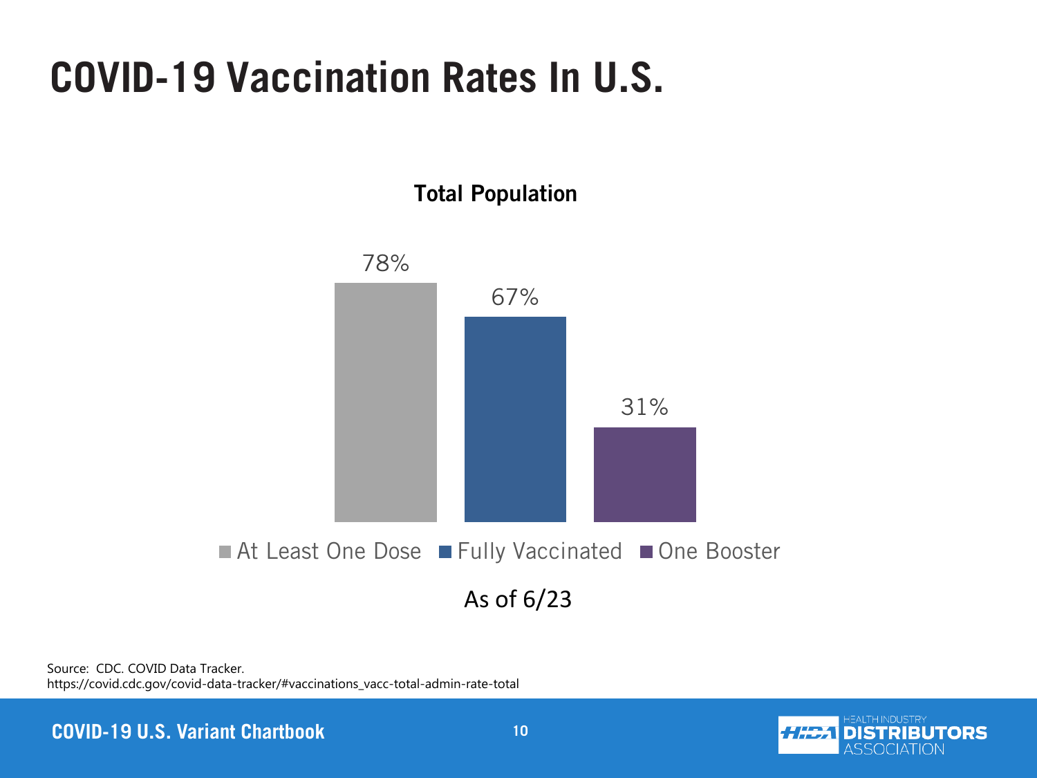# COVID-19 Vaccination Rates In U.S.

**Total Population**

| At Least One Dose | Fully Vaccinated | One Booster |
| --- | --- | --- |
| 78% | 67% | 31% |

As of 6/23

Source: CDC. COVID Data Tracker.
https://covid.cdc.gov/covid-data-tracker/#vaccinations_vacc-total-admin-rate-total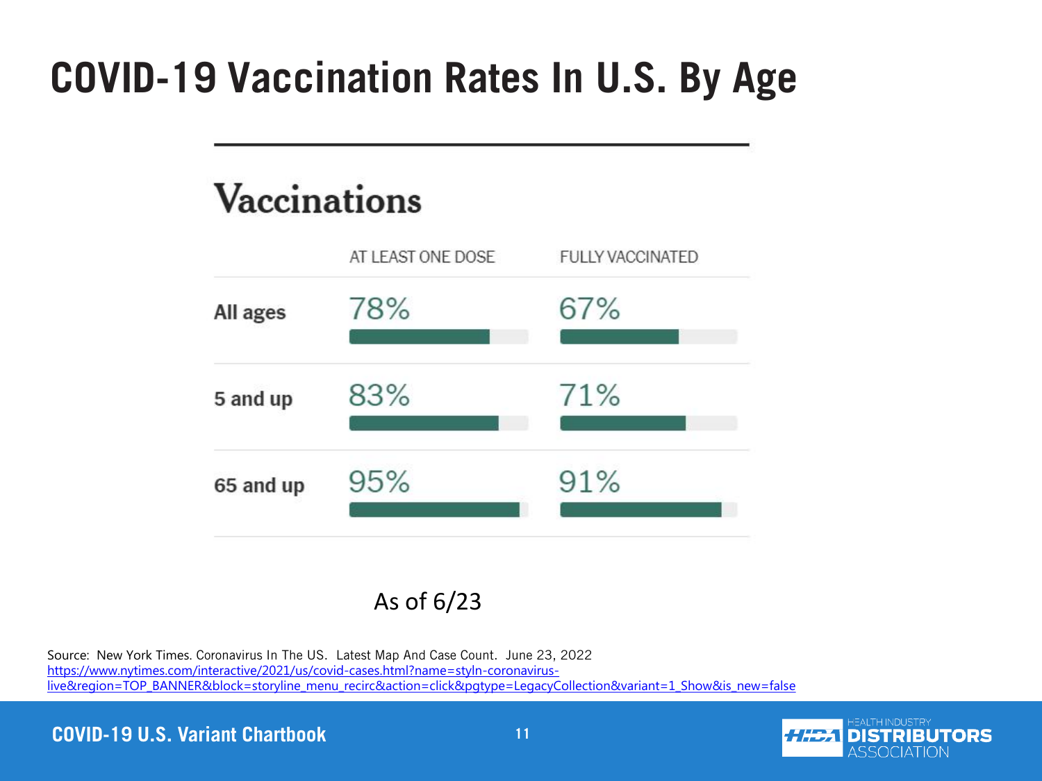# COVID-19 Vaccination Rates In U.S. By Age

## Vaccinations

| | AT LEAST ONE DOSE | FULLY VACCINATED |
|---|---|---|
| **All ages** | 78% | 67% |
| **5 and up** | 83% | 71% |
| **65 and up** | 95% | 91% |

As of 6/23

Source: New York Times. Coronavirus In The US. Latest Map And Case Count. June 23, 2022
https://www.nytimes.com/interactive/2021/us/covid-cases.html?name=styln-coronavirus-live&region=TOP_BANNER&block=storyline_menu_recirc&action=click&pgtype=LegacyCollection&variant=1_Show&is_new=false